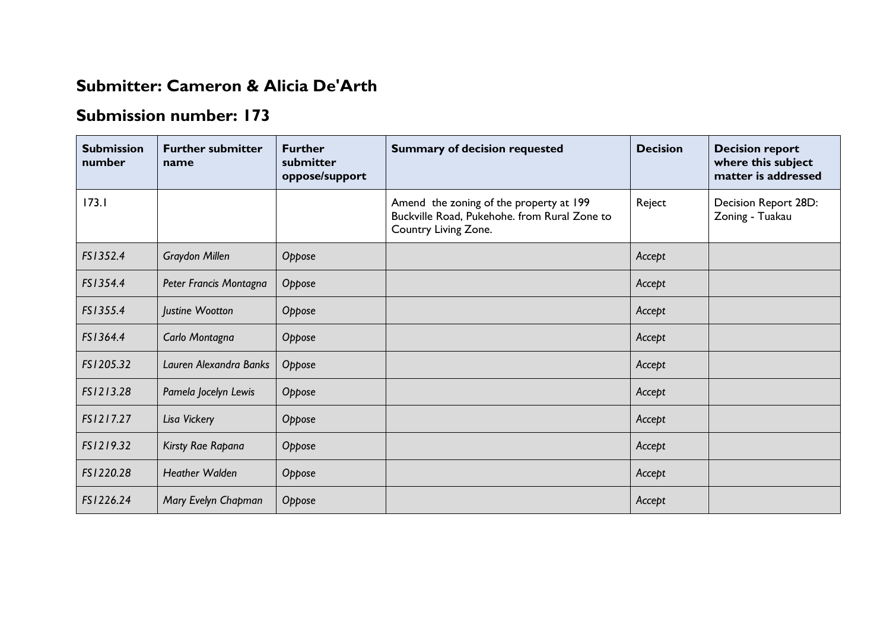## Submitter: Cameron & Alicia De'Arth

## Submission number: 173

| Submission number | Further submitter name | Further submitter oppose/support | Summary of decision requested | Decision | Decision report where this subject matter is addressed |
|---|---|---|---|---|---|
| 173.1 | | | Amend the zoning of the property at 199 Buckville Road, Pukehohe. from Rural Zone to Country Living Zone. | Reject | Decision Report 28D: Zoning - Tuakau |
| *FS1352.4* | *Graydon Millen* | *Oppose* | | *Accept* | |
| *FS1354.4* | *Peter Francis Montagna* | *Oppose* | | *Accept* | |
| *FS1355.4* | *Justine Wootton* | *Oppose* | | *Accept* | |
| *FS1364.4* | *Carlo Montagna* | *Oppose* | | *Accept* | |
| *FS1205.32* | *Lauren Alexandra Banks* | *Oppose* | | *Accept* | |
| *FS1213.28* | *Pamela Jocelyn Lewis* | *Oppose* | | *Accept* | |
| *FS1217.27* | *Lisa Vickery* | *Oppose* | | *Accept* | |
| *FS1219.32* | *Kirsty Rae Rapana* | *Oppose* | | *Accept* | |
| *FS1220.28* | *Heather Walden* | *Oppose* | | *Accept* | |
| *FS1226.24* | *Mary Evelyn Chapman* | *Oppose* | | *Accept* | |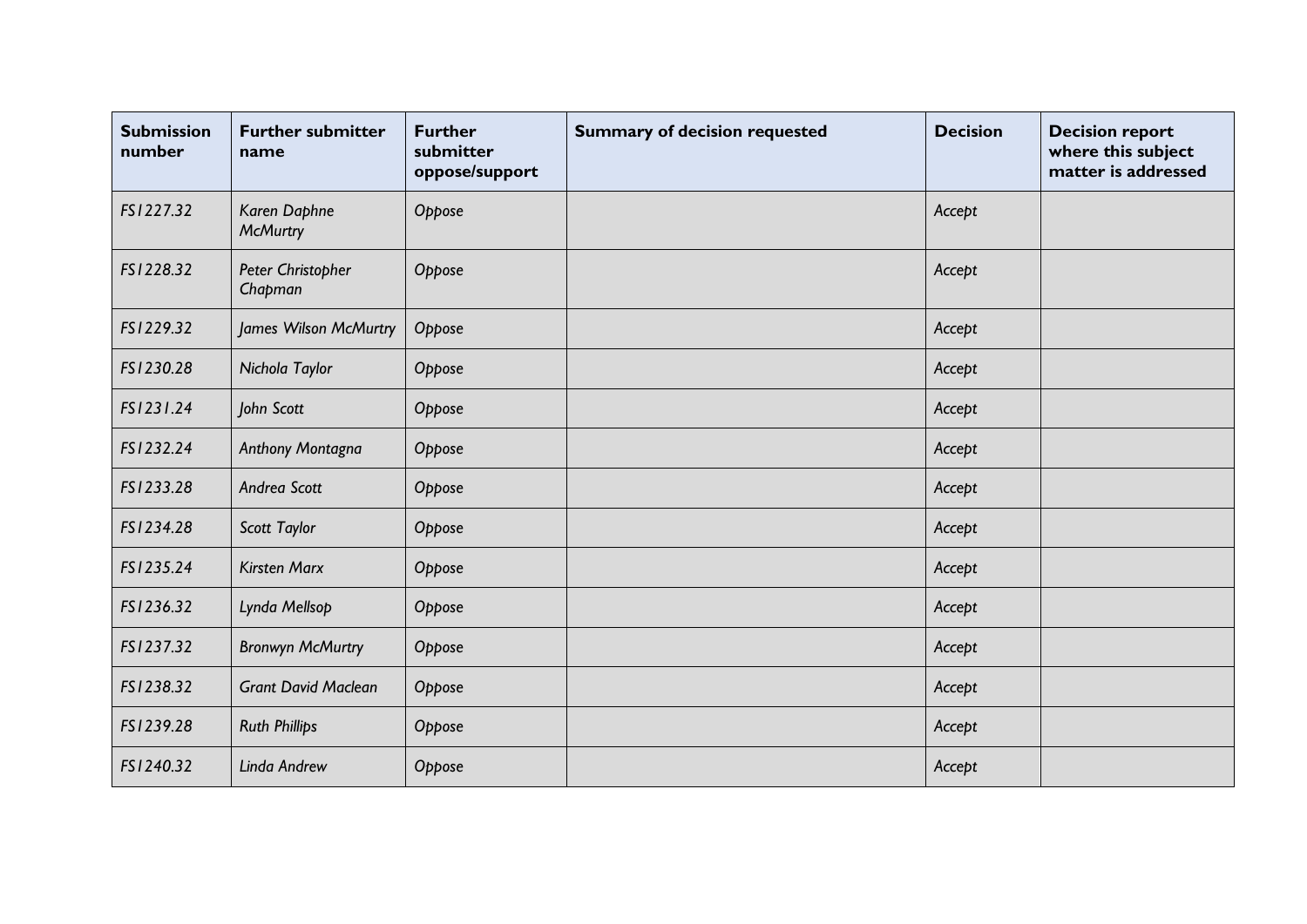| Submission number | Further submitter name | Further submitter oppose/support | Summary of decision requested | Decision | Decision report where this subject matter is addressed |
|---|---|---|---|---|---|
| *FS1227.32* | *Karen Daphne McMurtry* | *Oppose* | | *Accept* | |
| *FS1228.32* | *Peter Christopher Chapman* | *Oppose* | | *Accept* | |
| *FS1229.32* | *James Wilson McMurtry* | *Oppose* | | *Accept* | |
| *FS1230.28* | *Nichola Taylor* | *Oppose* | | *Accept* | |
| *FS1231.24* | *John Scott* | *Oppose* | | *Accept* | |
| *FS1232.24* | *Anthony Montagna* | *Oppose* | | *Accept* | |
| *FS1233.28* | *Andrea Scott* | *Oppose* | | *Accept* | |
| *FS1234.28* | *Scott Taylor* | *Oppose* | | *Accept* | |
| *FS1235.24* | *Kirsten Marx* | *Oppose* | | *Accept* | |
| *FS1236.32* | *Lynda Mellsop* | *Oppose* | | *Accept* | |
| *FS1237.32* | *Bronwyn McMurtry* | *Oppose* | | *Accept* | |
| *FS1238.32* | *Grant David Maclean* | *Oppose* | | *Accept* | |
| *FS1239.28* | *Ruth Phillips* | *Oppose* | | *Accept* | |
| *FS1240.32* | *Linda Andrew* | *Oppose* | | *Accept* | |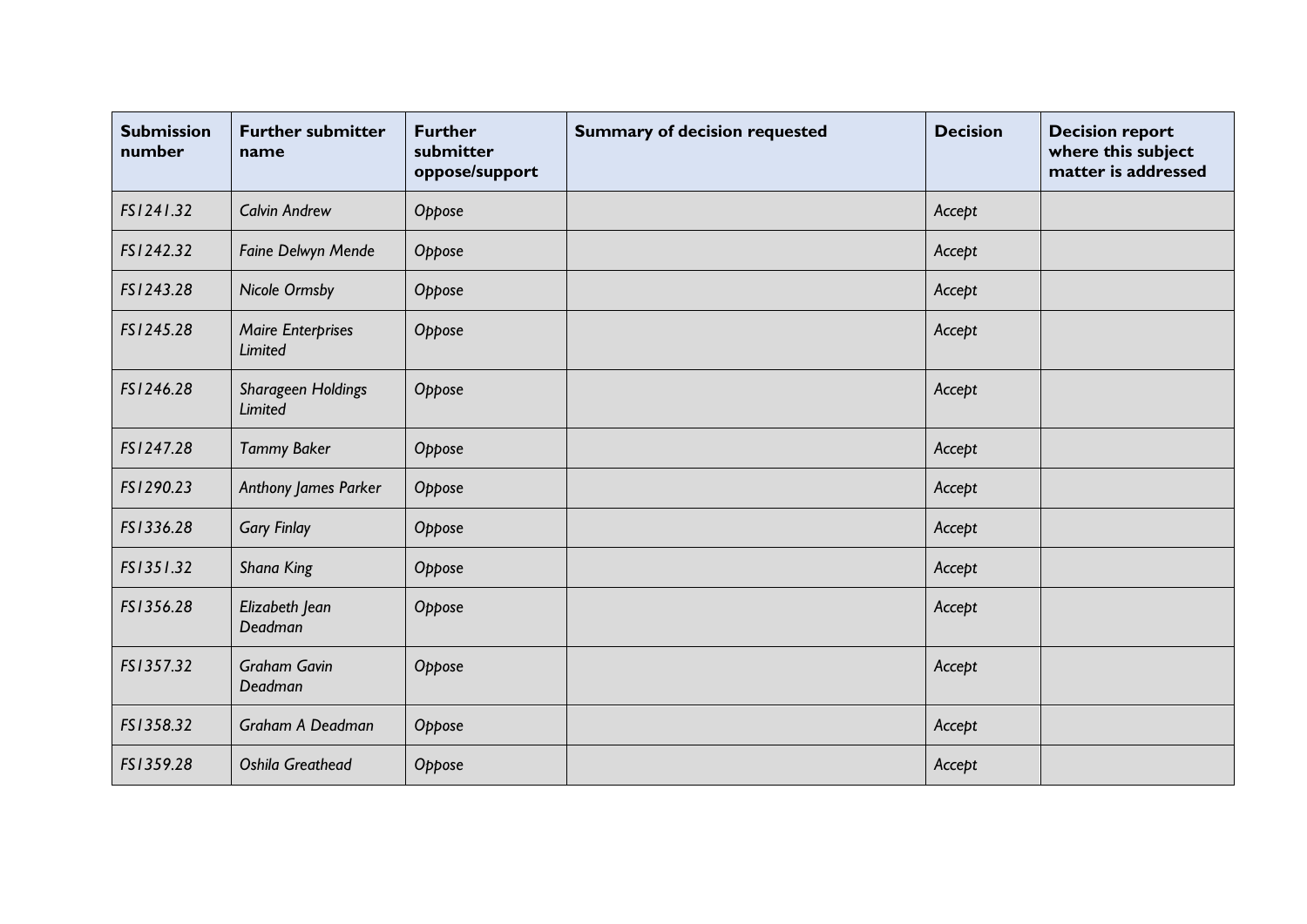| Submission number | Further submitter name | Further submitter oppose/support | Summary of decision requested | Decision | Decision report where this subject matter is addressed |
|---|---|---|---|---|---|
| *FS1241.32* | *Calvin Andrew* | *Oppose* | | *Accept* | |
| *FS1242.32* | *Faine Delwyn Mende* | *Oppose* | | *Accept* | |
| *FS1243.28* | *Nicole Ormsby* | *Oppose* | | *Accept* | |
| *FS1245.28* | *Maire Enterprises Limited* | *Oppose* | | *Accept* | |
| *FS1246.28* | *Sharageen Holdings Limited* | *Oppose* | | *Accept* | |
| *FS1247.28* | *Tammy Baker* | *Oppose* | | *Accept* | |
| *FS1290.23* | *Anthony James Parker* | *Oppose* | | *Accept* | |
| *FS1336.28* | *Gary Finlay* | *Oppose* | | *Accept* | |
| *FS1351.32* | *Shana King* | *Oppose* | | *Accept* | |
| *FS1356.28* | *Elizabeth Jean Deadman* | *Oppose* | | *Accept* | |
| *FS1357.32* | *Graham Gavin Deadman* | *Oppose* | | *Accept* | |
| *FS1358.32* | *Graham A Deadman* | *Oppose* | | *Accept* | |
| *FS1359.28* | *Oshila Greathead* | *Oppose* | | *Accept* | |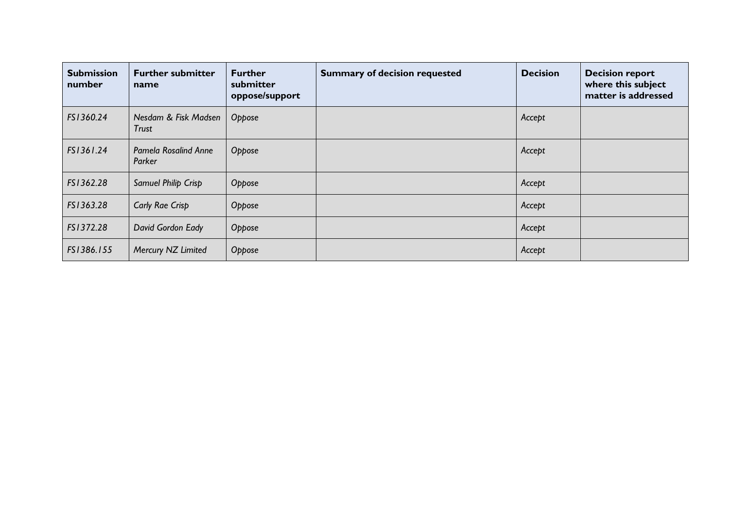| **Submission number** | **Further submitter name** | **Further submitter oppose/support** | **Summary of decision requested** | **Decision** | **Decision report where this subject matter is addressed** |
|---|---|---|---|---|---|
| *FS1360.24* | *Nesdam & Fisk Madsen Trust* | *Oppose* | | *Accept* | |
| *FS1361.24* | *Pamela Rosalind Anne Parker* | *Oppose* | | *Accept* | |
| *FS1362.28* | *Samuel Philip Crisp* | *Oppose* | | *Accept* | |
| *FS1363.28* | *Carly Rae Crisp* | *Oppose* | | *Accept* | |
| *FS1372.28* | *David Gordon Eady* | *Oppose* | | *Accept* | |
| *FS1386.155* | *Mercury NZ Limited* | *Oppose* | | *Accept* | |